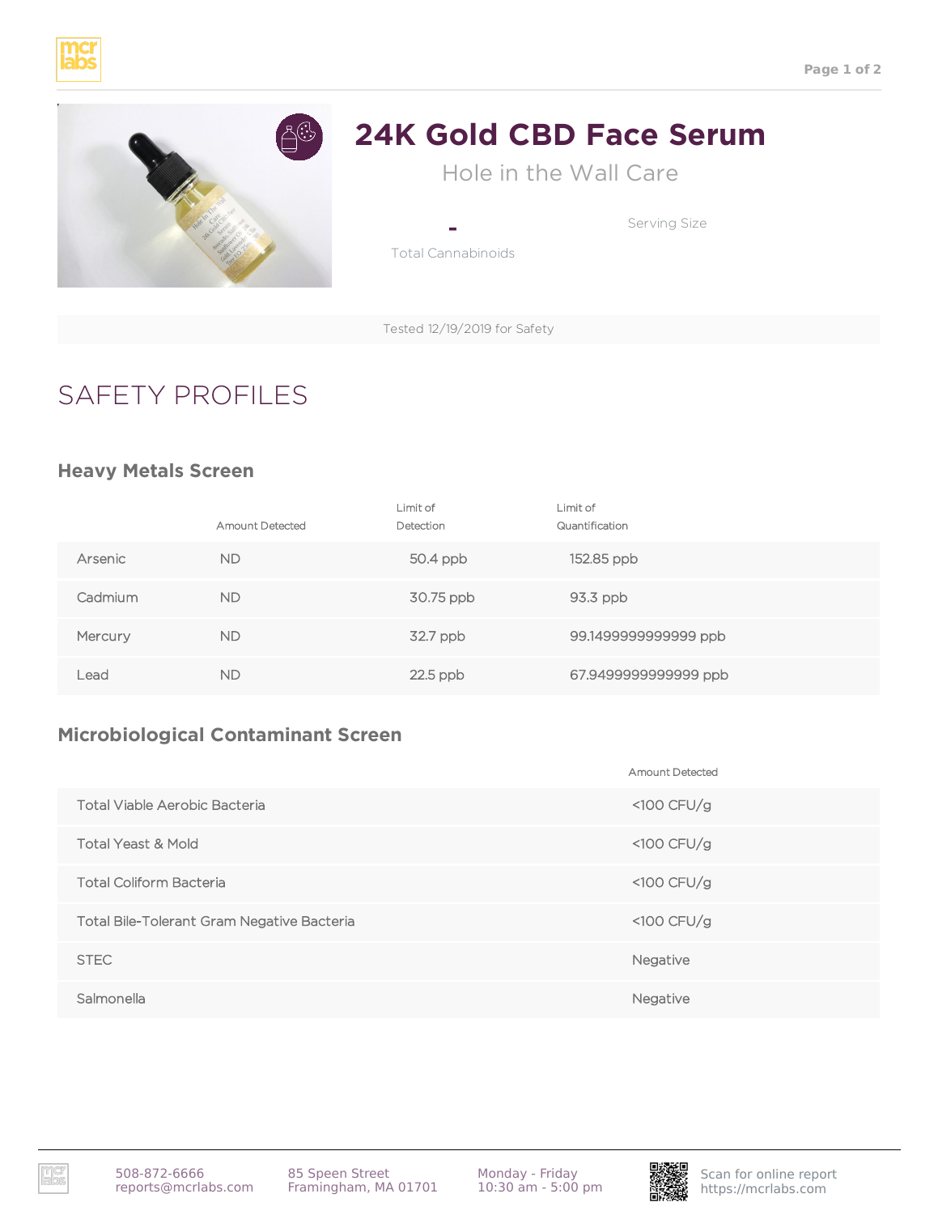# 24K Gold CBD Face Serum

Hole in the Wall Care

**-**
Total Cannabinoids

Serving Size

Tested 12/19/2019 for Safety

## SAFETY PROFILES

### Heavy Metals Screen

| | Amount Detected | Limit of Detection | Limit of Quantification |
|---|---|---|---|
| Arsenic | ND | 50.4 ppb | 152.85 ppb |
| Cadmium | ND | 30.75 ppb | 93.3 ppb |
| Mercury | ND | 32.7 ppb | 99.1499999999999 ppb |
| Lead | ND | 22.5 ppb | 67.9499999999999 ppb |

### Microbiological Contaminant Screen

| | Amount Detected |
|---|---|
| Total Viable Aerobic Bacteria | <100 CFU/g |
| Total Yeast & Mold | <100 CFU/g |
| Total Coliform Bacteria | <100 CFU/g |
| Total Bile-Tolerant Gram Negative Bacteria | <100 CFU/g |
| STEC | Negative |
| Salmonella | Negative |

508-872-6666
reports@mcrlabs.com

85 Speen Street
Framingham, MA 01701

Monday - Friday
10:30 am - 5:00 pm

Scan for online report
https://mcrlabs.com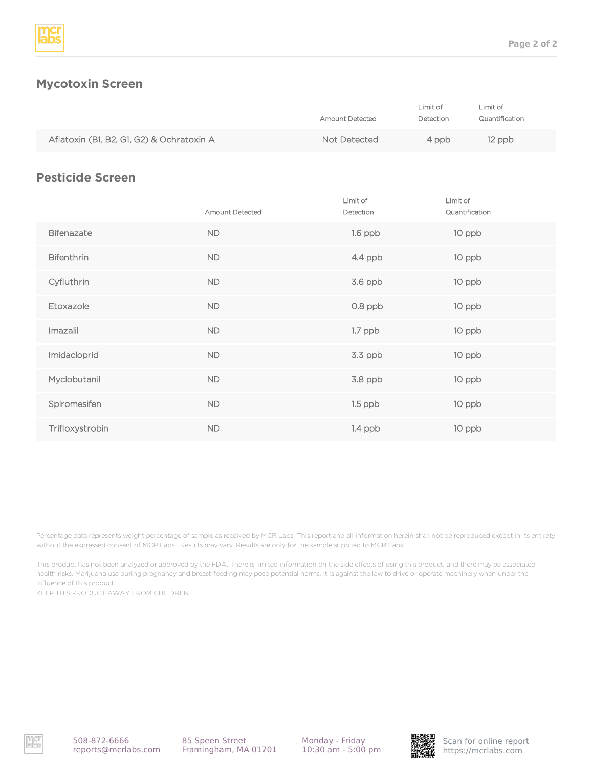## Mycotoxin Screen

| | Amount Detected | Limit of Detection | Limit of Quantification |
|---|---|---|---|
| Aflatoxin (B1, B2, G1, G2) & Ochratoxin A | Not Detected | 4 ppb | 12 ppb |

## Pesticide Screen

| | Amount Detected | Limit of Detection | Limit of Quantification |
|---|---|---|---|
| Bifenazate | ND | 1.6 ppb | 10 ppb |
| Bifenthrin | ND | 4.4 ppb | 10 ppb |
| Cyfluthrin | ND | 3.6 ppb | 10 ppb |
| Etoxazole | ND | 0.8 ppb | 10 ppb |
| Imazalil | ND | 1.7 ppb | 10 ppb |
| Imidacloprid | ND | 3.3 ppb | 10 ppb |
| Myclobutanil | ND | 3.8 ppb | 10 ppb |
| Spiromesifen | ND | 1.5 ppb | 10 ppb |
| Trifloxystrobin | ND | 1.4 ppb | 10 ppb |

Percentage data represents weight percentage of sample as received by MCR Labs. This report and all information herein shall not be reproduced except in its entirety without the expressed consent of MCR Labs . Results may vary. Results are only for the sample supplied to MCR Labs.

This product has not been analyzed or approved by the FDA. There is limited information on the side effects of using this product, and there may be associated health risks. Marijuana use during pregnancy and breast-feeding may pose potential harms. It is against the law to drive or operate machinery when under the influence of this product.
KEEP THIS PRODUCT AWAY FROM CHILDREN.

508-872-6666
reports@mcrlabs.com

85 Speen Street
Framingham, MA 01701

Monday - Friday
10:30 am - 5:00 pm

Scan for online report
https://mcrlabs.com